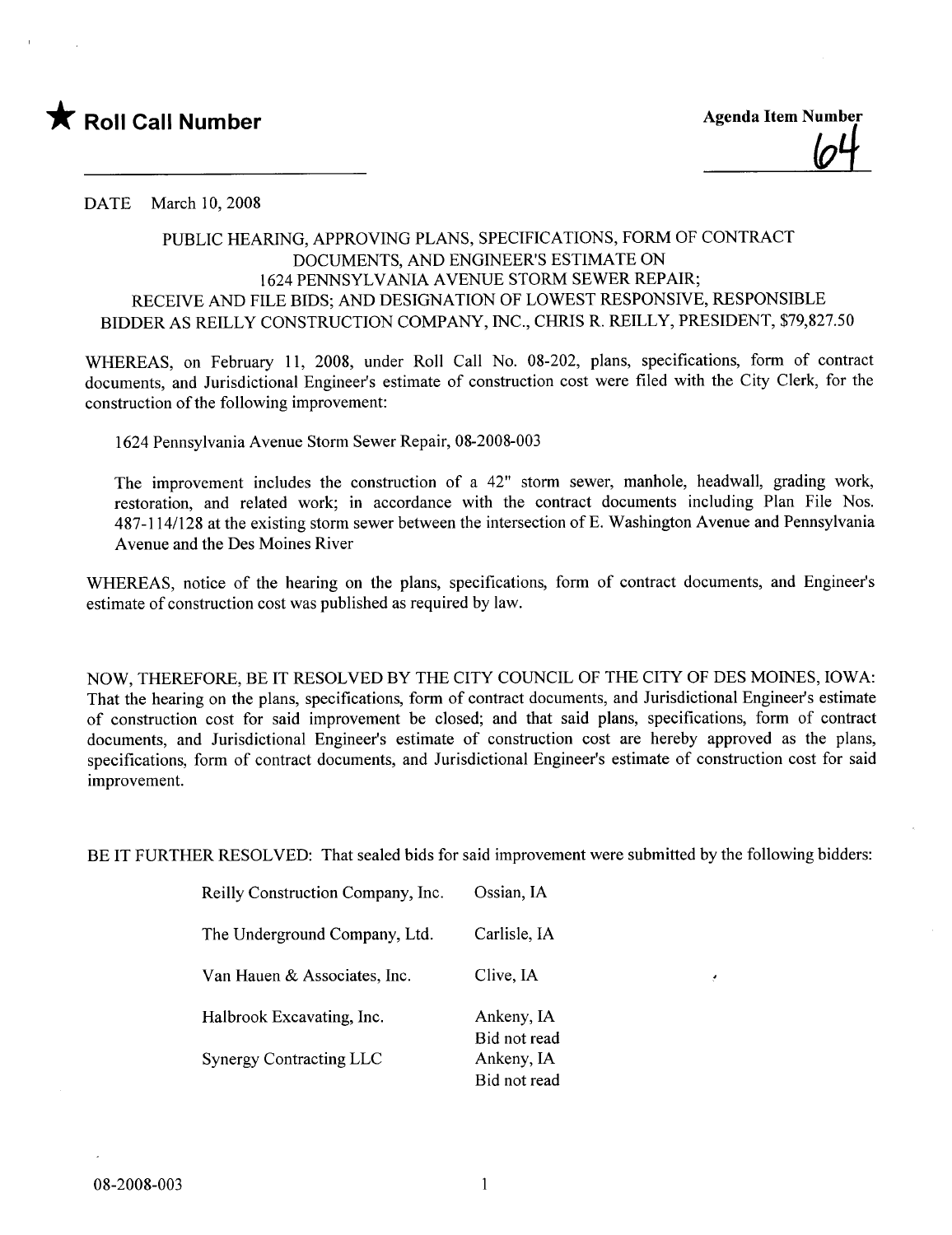★ **Roll Call Number**

**Agenda Item Number**

64

DATE March 10, 2008

PUBLIC HEARING, APPROVING PLANS, SPECIFICATIONS, FORM OF CONTRACT DOCUMENTS, AND ENGINEER'S ESTIMATE ON 1624 PENNSYLVANIA AVENUE STORM SEWER REPAIR; RECEIVE AND FILE BIDS; AND DESIGNATION OF LOWEST RESPONSIVE, RESPONSIBLE BIDDER AS REILLY CONSTRUCTION COMPANY, INC., CHRIS R. REILLY, PRESIDENT, $79,827.50

WHEREAS, on February 11, 2008, under Roll Call No. 08-202, plans, specifications, form of contract documents, and Jurisdictional Engineer's estimate of construction cost were filed with the City Clerk, for the construction of the following improvement:

1624 Pennsylvania Avenue Storm Sewer Repair, 08-2008-003

The improvement includes the construction of a 42" storm sewer, manhole, headwall, grading work, restoration, and related work; in accordance with the contract documents including Plan File Nos. 487-114/128 at the existing storm sewer between the intersection of E. Washington Avenue and Pennsylvania Avenue and the Des Moines River

WHEREAS, notice of the hearing on the plans, specifications, form of contract documents, and Engineer's estimate of construction cost was published as required by law.

NOW, THEREFORE, BE IT RESOLVED BY THE CITY COUNCIL OF THE CITY OF DES MOINES, IOWA: That the hearing on the plans, specifications, form of contract documents, and Jurisdictional Engineer's estimate of construction cost for said improvement be closed; and that said plans, specifications, form of contract documents, and Jurisdictional Engineer's estimate of construction cost are hereby approved as the plans, specifications, form of contract documents, and Jurisdictional Engineer's estimate of construction cost for said improvement.

BE IT FURTHER RESOLVED: That sealed bids for said improvement were submitted by the following bidders:

| | |
|---|---|
| Reilly Construction Company, Inc. | Ossian, IA |
| The Underground Company, Ltd. | Carlisle, IA |
| Van Hauen & Associates, Inc. | Clive, IA |
| Halbrook Excavating, Inc. | Ankeny, IA<br>Bid not read |
| Synergy Contracting LLC | Ankeny, IA<br>Bid not read |

08-2008-003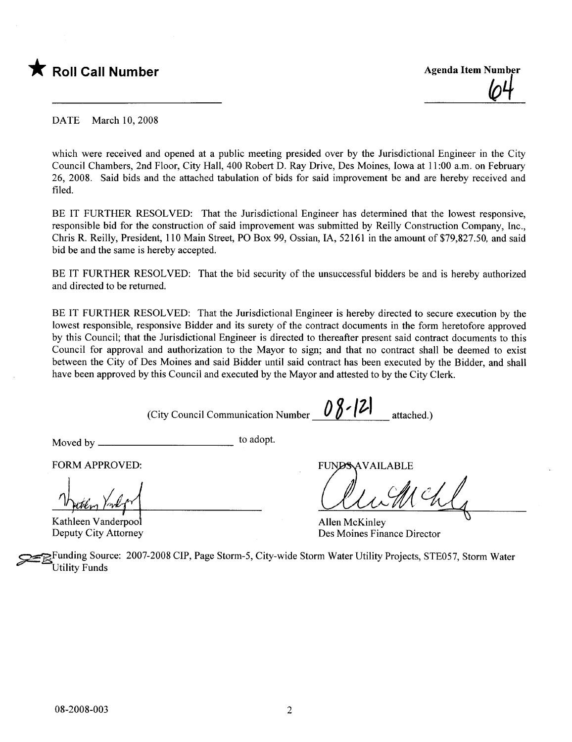★ **Roll Call Number**

**Agenda Item Number**
64

DATE March 10, 2008

which were received and opened at a public meeting presided over by the Jurisdictional Engineer in the City Council Chambers, 2nd Floor, City Hall, 400 Robert D. Ray Drive, Des Moines, Iowa at 11:00 a.m. on February 26, 2008. Said bids and the attached tabulation of bids for said improvement be and are hereby received and filed.

BE IT FURTHER RESOLVED: That the Jurisdictional Engineer has determined that the lowest responsive, responsible bid for the construction of said improvement was submitted by Reilly Construction Company, Inc., Chris R. Reilly, President, 110 Main Street, PO Box 99, Ossian, IA, 52161 in the amount of $79,827.50, and said bid be and the same is hereby accepted.

BE IT FURTHER RESOLVED: That the bid security of the unsuccessful bidders be and is hereby authorized and directed to be returned.

BE IT FURTHER RESOLVED: That the Jurisdictional Engineer is hereby directed to secure execution by the lowest responsible, responsive Bidder and its surety of the contract documents in the form heretofore approved by this Council; that the Jurisdictional Engineer is directed to thereafter present said contract documents to this Council for approval and authorization to the Mayor to sign; and that no contract shall be deemed to exist between the City of Des Moines and said Bidder until said contract has been executed by the Bidder, and shall have been approved by this Council and executed by the Mayor and attested to by the City Clerk.

(City Council Communication Number 08-121 attached.)

Moved by ______________________ to adopt.

FORM APPROVED:

Kathleen Vanderpool
Deputy City Attorney

FUNDS AVAILABLE

Allen McKinley
Des Moines Finance Director

Funding Source: 2007-2008 CIP, Page Storm-5, City-wide Storm Water Utility Projects, STE057, Storm Water Utility Funds

08-2008-003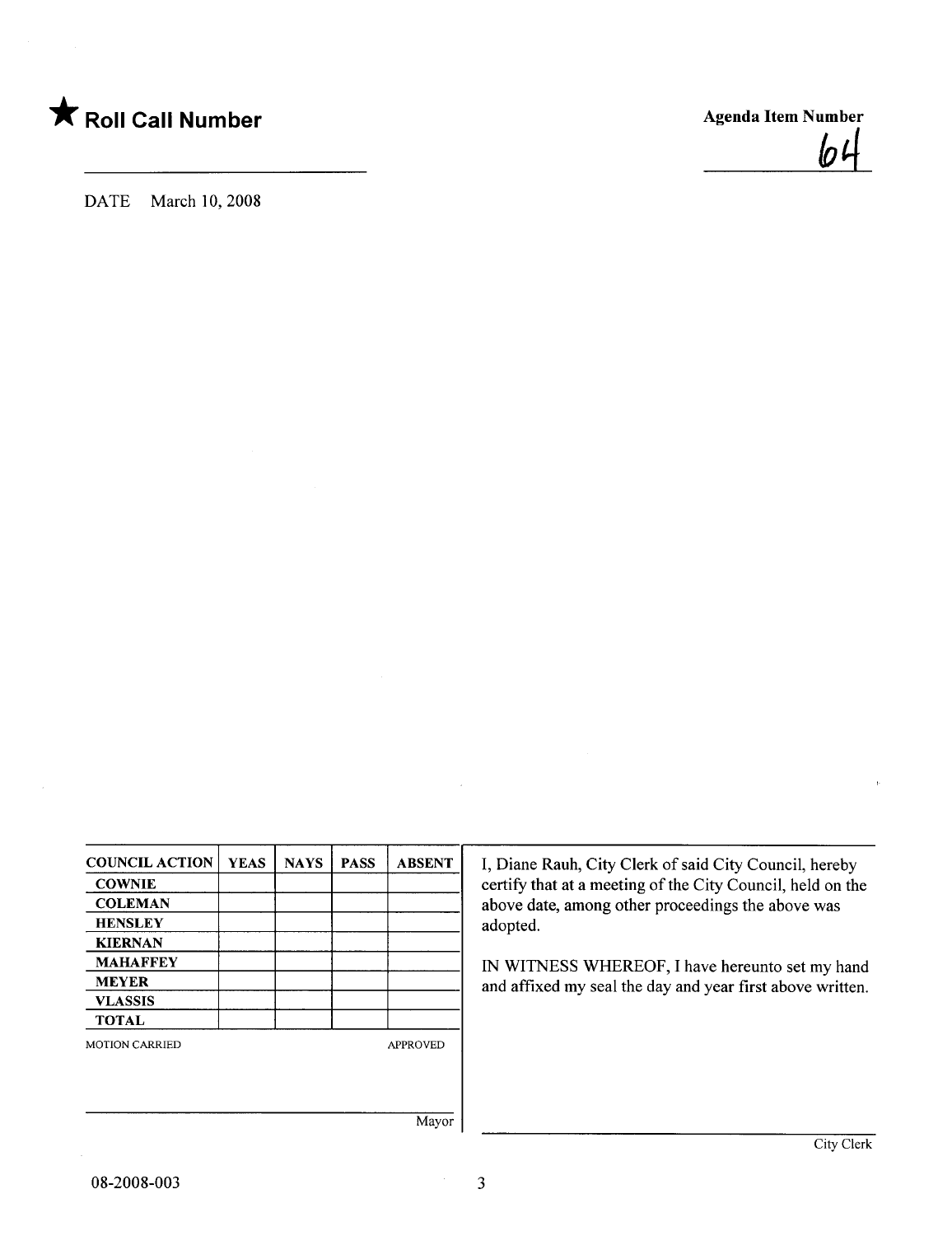★ **Roll Call Number**

**Agenda Item Number**

64

DATE March 10, 2008

| COUNCIL ACTION | YEAS | NAYS | PASS | ABSENT |
|---|---|---|---|---|
| COWNIE | | | | |
| COLEMAN | | | | |
| HENSLEY | | | | |
| KIERNAN | | | | |
| MAHAFFEY | | | | |
| MEYER | | | | |
| VLASSIS | | | | |
| TOTAL | | | | |

MOTION CARRIED APPROVED

Mayor

I, Diane Rauh, City Clerk of said City Council, hereby certify that at a meeting of the City Council, held on the above date, among other proceedings the above was adopted.

IN WITNESS WHEREOF, I have hereunto set my hand and affixed my seal the day and year first above written.

City Clerk

08-2008-003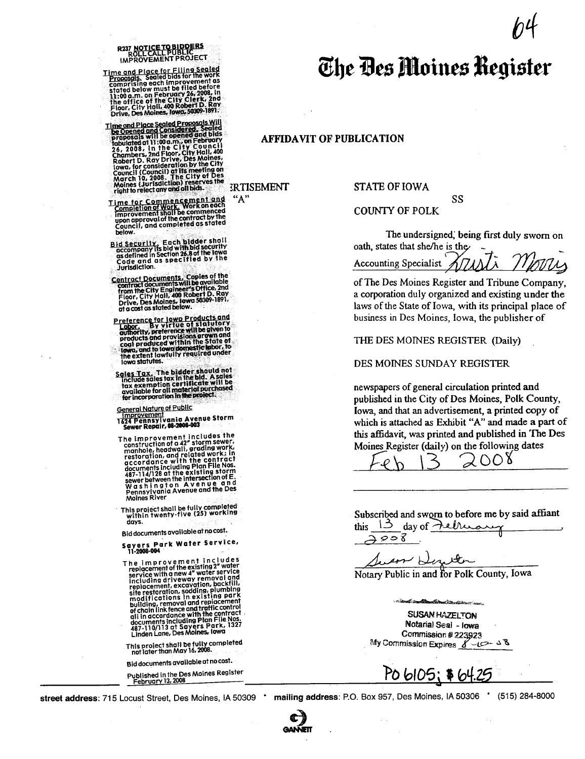64

# The Des Moines Register

## AFFIDAVIT OF PUBLICATION

**R237 NOTICE TO BIDDERS**
**ROLL CALL PUBLIC IMPROVEMENT PROJECT**

**Time and Place for Filing Sealed Proposals.** Sealed bids for the work comprising each improvement as stated below must be filed before 11:00 a.m. on February 26, 2008, in the office of the City Clerk, 2nd Floor, City Hall, 400 Robert D. Ray Drive, Des Moines, Iowa, 50309-1891.

**Time and Place Sealed Proposals Will be Opened and Considered.** Sealed proposals will be opened and bids tabulated at 11:00 a.m., on February 26, 2008, in the City Council Chambers, 2nd Floor, City Hall, 400 Robert D. Ray Drive, Des Moines, Iowa, for consideration by the City Council (Council) at its meeting on March 10, 2008. The City of Des Moines (Jurisdiction) reserves the right to reject any and all bids.

**Time for Commencement and Completion of Work.** Work on each improvement shall be commenced upon approval of the contract by the Council, and completed as stated below.

**Bid Security.** Each bidder shall accompany its bid with bid security as defined in Section 26.8 of the Iowa Code and as specified by the Jurisdiction.

**Contract Documents.** Copies of the contract documents will be available from the City Engineer's Office, 2nd Floor, City Hall, 400 Robert D. Ray Drive, Des Moines, Iowa 50309-1891, at a cost as stated below.

**Preference for Iowa Products and Labor.** By virtue of statutory authority, preference will be given to products and provisions grown and coal produced within the State of Iowa, and to Iowa domestic labor, to the extent lawfully required under Iowa statutes.

**Sales Tax.** The bidder should not include sales tax in the bid. A sales tax exemption certificate will be available for all material purchased for incorporation in the project.

General Nature of Public Improvement

**1624 Pennsylvania Avenue Storm Sewer Repair, 08-2008-003**

The improvement includes the construction of a 42" storm sewer, manhole, headwall, grading work, restoration, and related work; in accordance with the contract documents including Plan File Nos. 487-114/128 at the existing storm sewer between the intersection of E. Washington Avenue and Pennsylvania Avenue and the Des Moines River

This project shall be fully completed within twenty-five (25) working days.

Bid documents available at no cost.

**Sayers Park Water Service, 11-2008-004**

The improvement includes replacement of the existing 2" water service with a new 4" water service including driveway removal and replacement, excavation, backfill, site restoration, sodding, plumbing modifications in existing park building, removal and replacement of chain link fence and traffic control all in accordance with the contract documents including Plan File Nos. 487-110/113 at Sayers Park, 1327 Linden Lane, Des Moines, Iowa

This project shall be fully completed not later than May 16, 2008.

Bid documents available at no cost.

Published in the Des Moines Register February 13, 2008

---

ADVERTISEMENT "A"

STATE OF IOWA
SS
COUNTY OF POLK

The undersigned, being first duly sworn on oath, states that she/he is the Accounting Specialist *Kristi Morris* of The Des Moines Register and Tribune Company, a corporation duly organized and existing under the laws of the State of Iowa, with its principal place of business in Des Moines, Iowa, the publisher of

THE DES MOINES REGISTER (Daily)

DES MOINES SUNDAY REGISTER

newspapers of general circulation printed and published in the City of Des Moines, Polk County, Iowa, and that an advertisement, a printed copy of which is attached as Exhibit "A" and made a part of this affidavit, was printed and published in The Des Moines Register (daily) on the following dates

Feb 13 2008

Subscribed and sworn to before me by said affiant this 13 day of February 2008.

*Susan Hazelton*
Notary Public in and for Polk County, Iowa

SUSAN HAZELTON
Notarial Seal - Iowa
Commission # 223923
My Commission Expires 8-10-08

PO 6105; $64.25

street address: 715 Locust Street, Des Moines, IA 50309 • mailing address: P.O. Box 957, Des Moines, IA 50306 • (515) 284-8000

GANNETT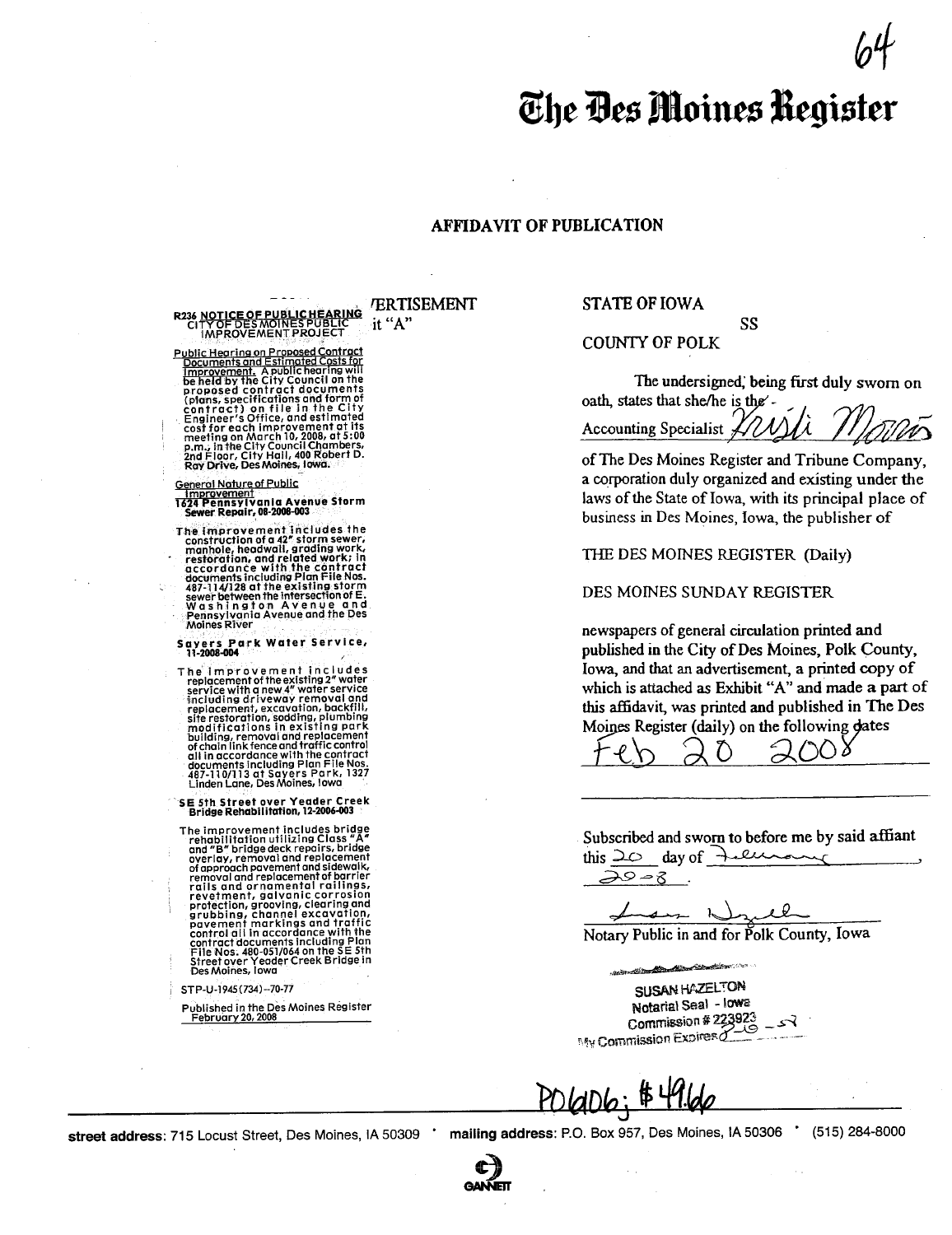64

# The Des Moines Register

## AFFIDAVIT OF PUBLICATION

ERTISEMENT
it "A"

**R236 NOTICE OF PUBLIC HEARING**
**CITY OF DES MOINES PUBLIC IMPROVEMENT PROJECT**

**Public Hearing on Proposed Contract Documents and Estimated Costs for Improvement.** A public hearing will be held by the City Council on the proposed contract documents (plans, specifications and form of contract) on file in the City Engineer's Office, and estimated cost for each improvement at its meeting on March 10, 2008, at 5:00 p.m., in the City Council Chambers, 2nd Floor, City Hall, 400 Robert D. Ray Drive, Des Moines, Iowa.

**General Nature of Public Improvement**
**1624 Pennsylvania Avenue Storm Sewer Repair, 08-2008-003**

The improvement includes the construction of a 42" storm sewer, manhole, headwall, grading work, restoration, and related work; in accordance with the contract documents including Plan File Nos. 487-114/128 at the existing storm sewer between the intersection of E. Washington Avenue and Pennsylvania Avenue and the Des Moines River

**Sayers Park Water Service, 11-2008-004**

The improvement includes replacement of the existing 2" water service with a new 4" water service including driveway removal and replacement, excavation, backfill, site restoration, sodding, plumbing modifications in existing park building, removal and replacement of chain link fence and traffic control all in accordance with the contract documents including Plan File Nos. 487-110/113 at Sayers Park, 1327 Linden Lane, Des Moines, Iowa

**SE 5th Street over Yeader Creek Bridge Rehabilitation, 12-2006-003**

The improvement includes bridge rehabilitation utilizing Class "A" and "B" bridge deck repairs, bridge overlay, removal and replacement of approach pavement and sidewalk, removal and replacement of barrier rails and ornamental railings, revetment, galvanic corrosion protection, grooving, clearing and grubbing, channel excavation, pavement markings and traffic control all in accordance with the contract documents including Plan File Nos. 480-051/064 on the SE 5th Street over Yeader Creek Bridge in Des Moines, Iowa

STP-U-1945(734)--70-77

Published in the Des Moines Register
February 20, 2008

STATE OF IOWA

SS

COUNTY OF POLK

The undersigned, being first duly sworn on oath, states that she/he is the Accounting Specialist *Kristi Moore*

of The Des Moines Register and Tribune Company, a corporation duly organized and existing under the laws of the State of Iowa, with its principal place of business in Des Moines, Iowa, the publisher of

THE DES MOINES REGISTER (Daily)

DES MOINES SUNDAY REGISTER

newspapers of general circulation printed and published in the City of Des Moines, Polk County, Iowa, and that an advertisement, a printed copy of which is attached as Exhibit "A" and made a part of this affidavit, was printed and published in The Des Moines Register (daily) on the following dates

Feb 20 2008

Subscribed and sworn to before me by said affiant this 20 day of February 2008.

*[signature]*

Notary Public in and for Polk County, Iowa

SUSAN HAZELTON
Notarial Seal - Iowa
Commission # 223923
My Commission Expires 8-19-[?]

PO6006; $49.66

**street address**: 715 Locust Street, Des Moines, IA 50309 • **mailing address**: P.O. Box 957, Des Moines, IA 50306 • (515) 284-8000

GANNETT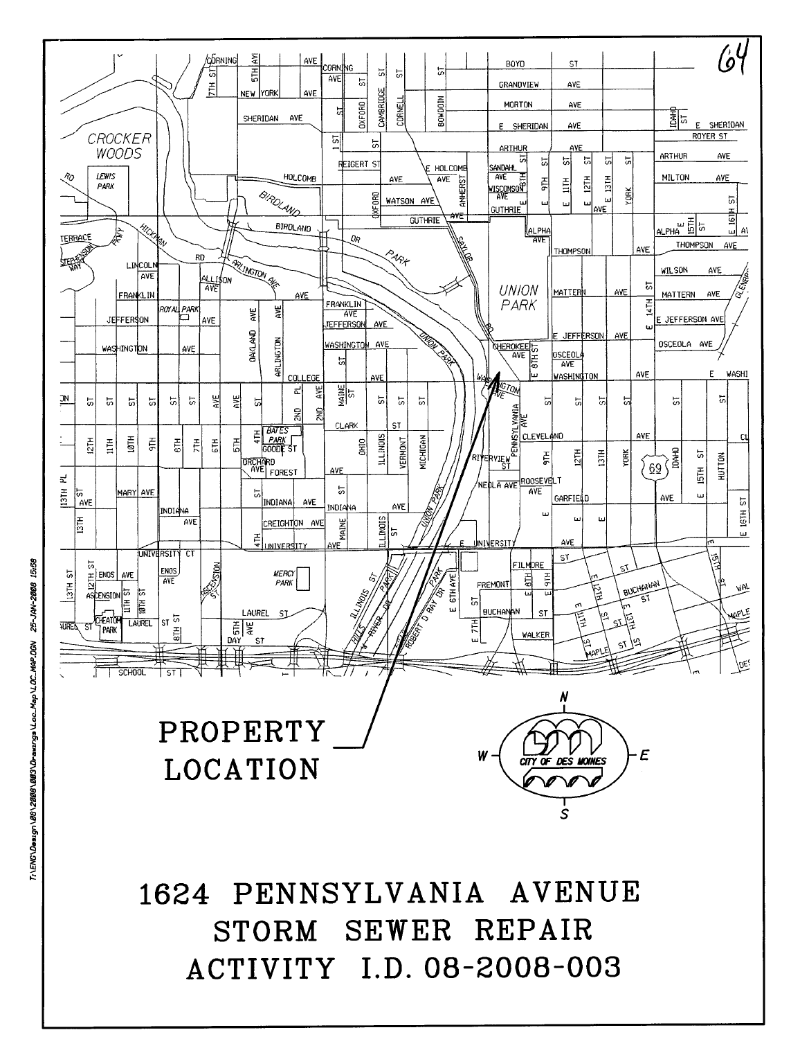PROPERTY LOCATION

# 1624 PENNSYLVANIA AVENUE STORM SEWER REPAIR ACTIVITY I.D. 08-2008-003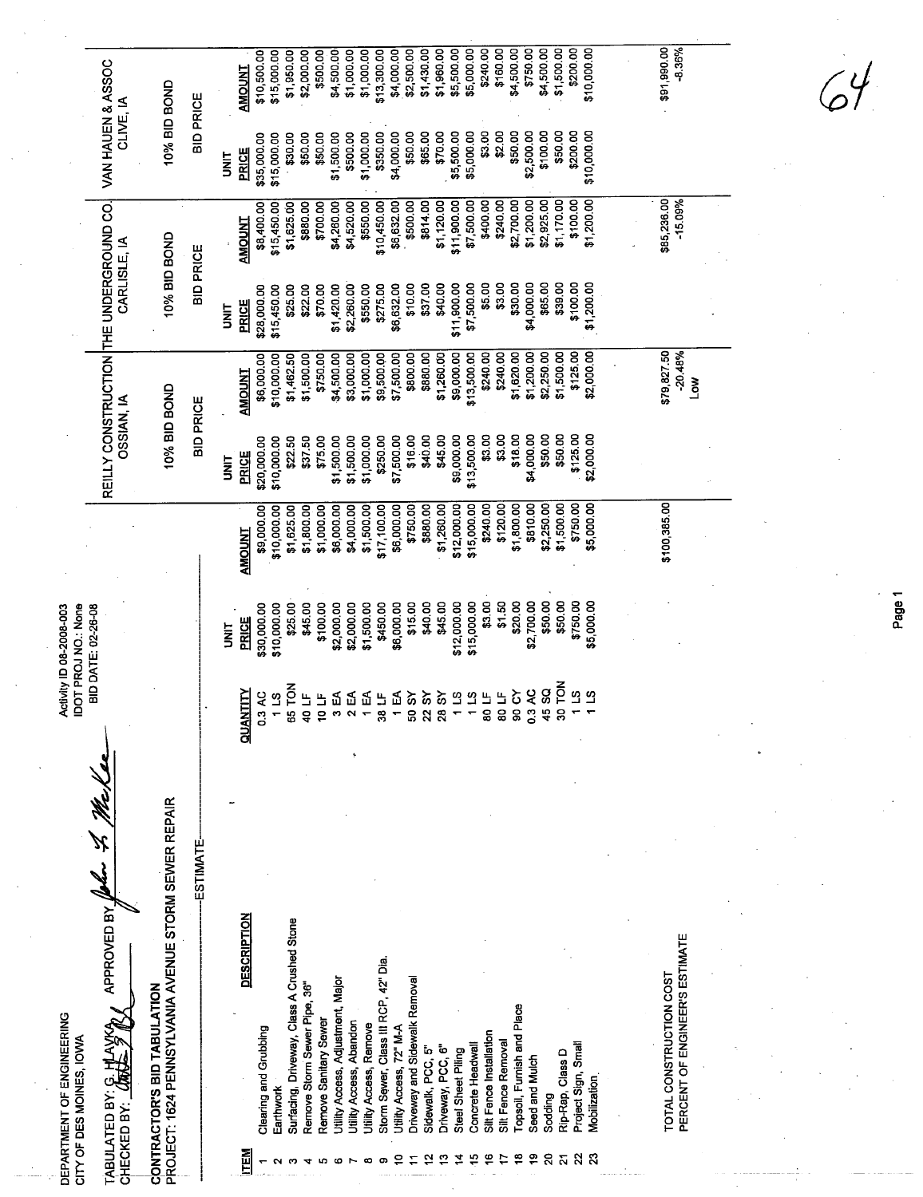DEPARTMENT OF ENGINEERING
CITY OF DES MOINES, IOWA

Activity ID 08-2008-003
IDOT PROJ NO.: None
BID DATE: 02-26-08

TABULATED BY: G. HLAVKA APPROVED BY: *John F. McKee*
CHECKED BY: *[signature]*

**CONTRACTOR'S BID TABULATION**
**PROJECT: 1624 PENNSYLVANIA AVENUE STORM SEWER REPAIR**

| | | | ESTIMATE | | REILLY CONSTRUCTION OSSIAN, IA | | THE UNDERGROUND CO. CARLISLE, IA | | VAN HAUEN & ASSOC CLIVE, IA | |
|---|---|---|---|---|---|---|---|---|---|---|
| | | | | | 10% BID BOND | | 10% BID BOND | | 10% BID BOND | |
| | | | | | BID PRICE | | BID PRICE | | BID PRICE | |
| **ITEM** | **DESCRIPTION** | **QUANTITY** | **UNIT PRICE** | **AMOUNT** | **UNIT PRICE** | **AMOUNT** | **UNIT PRICE** | **AMOUNT** | **UNIT PRICE** | **AMOUNT** |
| 1 | Clearing and Grubbing | 0.3 AC | $30,000.00 | $9,000.00 | $20,000.00 | $6,000.00 | $28,000.00 | $8,400.00 | $35,000.00 | $10,500.00 |
| 2 | Earthwork | 1 LS | $10,000.00 | $10,000.00 | $10,000.00 | $10,000.00 | $15,450.00 | $15,450.00 | $15,000.00 | $15,000.00 |
| 3 | Surfacing, Driveway, Class A Crushed Stone | 65 TON | $25.00 | $1,625.00 | $22.50 | $1,462.50 | $25.00 | $1,625.00 | $30.00 | $1,950.00 |
| 4 | Remove Storm Sewer Pipe, 36" | 40 LF | $45.00 | $1,800.00 | $37.50 | $1,500.00 | $22.00 | $880.00 | $50.00 | $2,000.00 |
| 5 | Remove Sanitary Sewer | 10 LF | $100.00 | $1,000.00 | $75.00 | $750.00 | $70.00 | $700.00 | $50.00 | $500.00 |
| 6 | Utility Access, Adjustment, Major | 3 EA | $2,000.00 | $6,000.00 | $1,500.00 | $4,500.00 | $1,420.00 | $4,260.00 | $1,500.00 | $4,500.00 |
| 7 | Utility Access, Abandon | 2 EA | $2,000.00 | $4,000.00 | $1,500.00 | $3,000.00 | $2,260.00 | $4,520.00 | $500.00 | $1,000.00 |
| 8 | Utility Access, Remove | 1 EA | $1,500.00 | $1,500.00 | $1,000.00 | $1,000.00 | $550.00 | $550.00 | $1,000.00 | $1,000.00 |
| 9 | Storm Sewer, Class III RCP, 42" Dia. | 38 LF | $450.00 | $17,100.00 | $250.00 | $9,500.00 | $275.00 | $10,450.00 | $350.00 | $13,300.00 |
| 10 | Utility Access, 72" M-A | 1 EA | $6,000.00 | $6,000.00 | $7,500.00 | $7,500.00 | $6,632.00 | $6,632.00 | $4,000.00 | $4,000.00 |
| 11 | Driveway and Sidewalk Removal | 50 SY | $15.00 | $750.00 | $16.00 | $800.00 | $10.00 | $500.00 | $50.00 | $2,500.00 |
| 12 | Sidewalk, PCC, 5" | 22 SY | $40.00 | $880.00 | $40.00 | $880.00 | $37.00 | $814.00 | $65.00 | $1,430.00 |
| 13 | Driveway, PCC, 6" | 28 SY | $45.00 | $1,260.00 | $45.00 | $1,260.00 | $40.00 | $1,120.00 | $70.00 | $1,960.00 |
| 14 | Steel Sheet Piling | 1 LS | $12,000.00 | $12,000.00 | $9,000.00 | $9,000.00 | $11,900.00 | $11,900.00 | $5,500.00 | $5,500.00 |
| 15 | Concrete Headwall | 1 LS | $15,000.00 | $15,000.00 | $13,500.00 | $13,500.00 | $7,500.00 | $7,500.00 | $5,000.00 | $5,000.00 |
| 16 | Silt Fence Installation | 80 LF | $3.00 | $240.00 | $3.00 | $240.00 | $5.00 | $400.00 | $3.00 | $240.00 |
| 17 | Silt Fence Removal | 80 LF | $1.50 | $120.00 | $3.00 | $240.00 | $3.00 | $240.00 | $2.00 | $160.00 |
| 18 | Topsoil, Furnish and Place | 90 CY | $20.00 | $1,800.00 | $18.00 | $1,620.00 | $30.00 | $2,700.00 | $50.00 | $4,500.00 |
| 19 | Seed and Mulch | 0.3 AC | $2,700.00 | $810.00 | $4,000.00 | $1,200.00 | $4,000.00 | $1,200.00 | $2,500.00 | $750.00 |
| 20 | Sodding | 45 SQ | $50.00 | $2,250.00 | $50.00 | $2,250.00 | $65.00 | $2,925.00 | $100.00 | $4,500.00 |
| 21 | Rip-Rap, Class D | 30 TON | $50.00 | $1,500.00 | $50.00 | $1,500.00 | $39.00 | $1,170.00 | $50.00 | $1,500.00 |
| 22 | Project Sign, Small | 1 LS | $750.00 | $750.00 | $125.00 | $125.00 | $100.00 | $100.00 | $200.00 | $200.00 |
| 23 | Mobilization | 1 LS | $5,000.00 | $5,000.00 | $2,000.00 | $2,000.00 | $1,200.00 | $1,200.00 | $10,000.00 | $10,000.00 |
| | TOTAL CONSTRUCTION COST | | | $100,385.00 | | $79,827.50 | | $85,236.00 | | $91,990.00 |
| | PERCENT OF ENGINEER'S ESTIMATE | | | | | -20.48% | | -15.09% | | -8.36% |
| | | | | | | Low | | | | |

64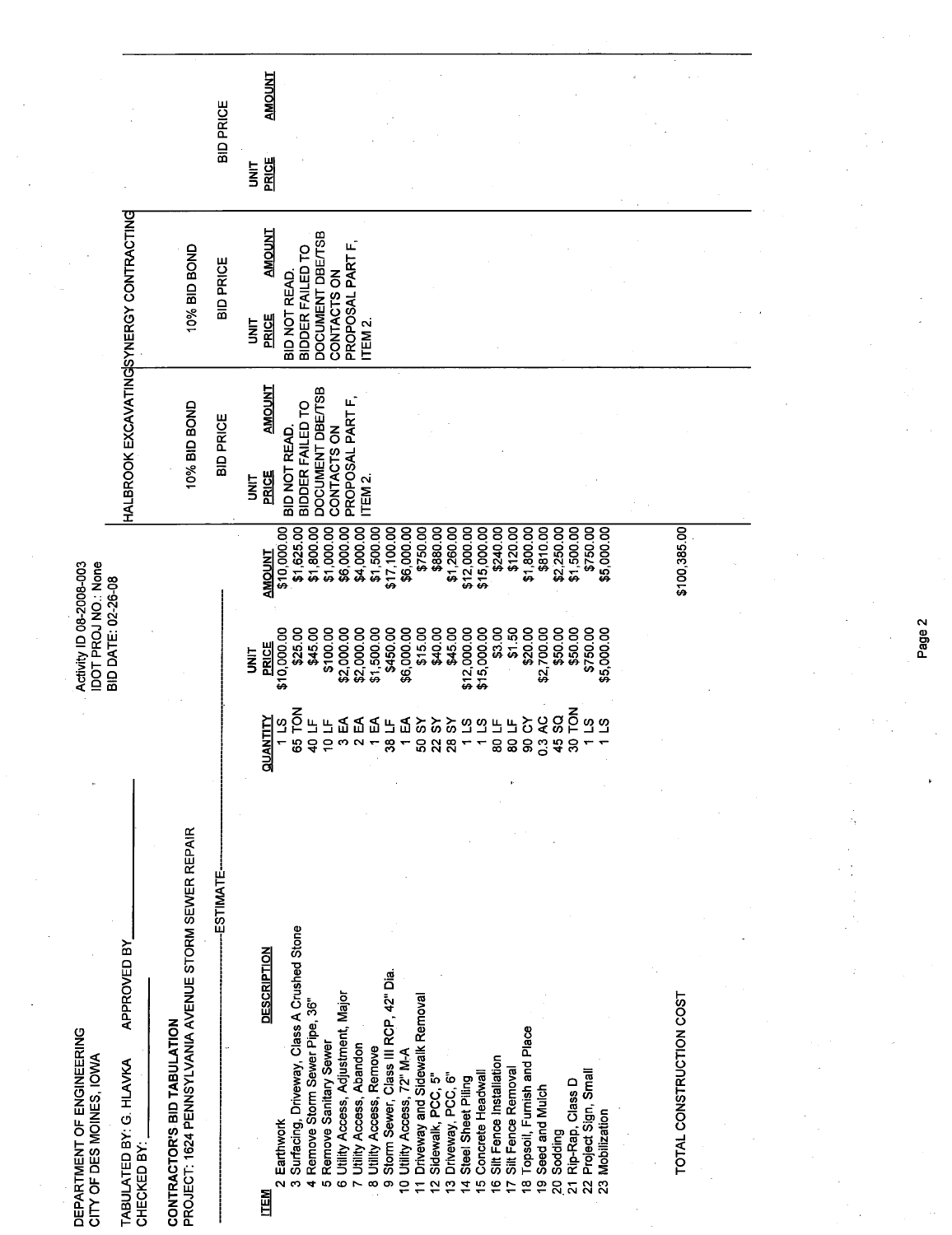DEPARTMENT OF ENGINEERING
CITY OF DES MOINES, IOWA

Activity ID 08-2008-003
IDOT PROJ NO.: None
BID DATE: 02-26-08

TABULATED BY: G. HLAVKA APPROVED BY\_\_\_\_\_\_\_\_\_\_
CHECKED BY: \_\_\_\_\_\_\_\_\_\_

CONTRACTOR'S BID TABULATION
PROJECT: 1624 PENNSYLVANIA AVENUE STORM SEWER REPAIR

| | | ESTIMATE | | | HALBROOK EXCAVATING | | SYNERGY CONTRACTING | | | |
|---|---|---|---|---|---|---|---|---|---|---|
| | | | | | 10% BID BOND | | 10% BID BOND | | | |
| | | | | | BID PRICE | | BID PRICE | | BID PRICE | |
| ITEM | DESCRIPTION | QUANTITY | UNIT PRICE | AMOUNT | UNIT PRICE | AMOUNT | UNIT PRICE | AMOUNT | UNIT PRICE | AMOUNT |
| 2 | Earthwork | 1 LS | $10,000.00 | $10,000.00 | BID NOT READ. BIDDER FAILED TO DOCUMENT DBE/TSB CONTACTS ON PROPOSAL PART F, ITEM 2. | | BID NOT READ. BIDDER FAILED TO DOCUMENT DBE/TSB CONTACTS ON PROPOSAL PART F, ITEM 2. | | | |
| 3 | Surfacing, Driveway, Class A Crushed Stone | 65 TON | $25.00 | $1,625.00 | | | | | | |
| 4 | Remove Storm Sewer Pipe, 36" | 40 LF | $45.00 | $1,800.00 | | | | | | |
| 5 | Remove Sanitary Sewer | 10 LF | $100.00 | $1,000.00 | | | | | | |
| 6 | Utility Access, Adjustment, Major | 3 EA | $2,000.00 | $6,000.00 | | | | | | |
| 7 | Utility Access, Abandon | 2 EA | $2,000.00 | $4,000.00 | | | | | | |
| 8 | Utility Access, Remove | 1 EA | $1,500.00 | $1,500.00 | | | | | | |
| 9 | Storm Sewer, Class III RCP, 42" Dia. | 38 LF | $450.00 | $17,100.00 | | | | | | |
| 10 | Utility Access, 72" M-A | 1 EA | $6,000.00 | $6,000.00 | | | | | | |
| 11 | Driveway and Sidewalk Removal | 50 SY | $15.00 | $750.00 | | | | | | |
| 12 | Sidewalk, PCC, 5" | 22 SY | $40.00 | $880.00 | | | | | | |
| 13 | Driveway, PCC, 6" | 28 SY | $45.00 | $1,260.00 | | | | | | |
| 14 | Steel Sheet Piling | 1 LS | $12,000.00 | $12,000.00 | | | | | | |
| 15 | Concrete Headwall | 1 LS | $15,000.00 | $15,000.00 | | | | | | |
| 16 | Silt Fence Installation | 80 LF | $3.00 | $240.00 | | | | | | |
| 17 | Silt Fence Removal | 80 LF | $1.50 | $120.00 | | | | | | |
| 18 | Topsoil, Furnish and Place | 90 CY | $20.00 | $1,800.00 | | | | | | |
| 19 | Seed and Mulch | 0.3 AC | $2,700.00 | $810.00 | | | | | | |
| 20 | Sodding | 45 SQ | $50.00 | $2,250.00 | | | | | | |
| 21 | Rip-Rap, Class D | 30 TON | $50.00 | $1,500.00 | | | | | | |
| 22 | Project Sign, Small | 1 LS | $750.00 | $750.00 | | | | | | |
| 23 | Mobilization | 1 LS | $5,000.00 | $5,000.00 | | | | | | |
| | TOTAL CONSTRUCTION COST | | | $100,385.00 | | | | | | |